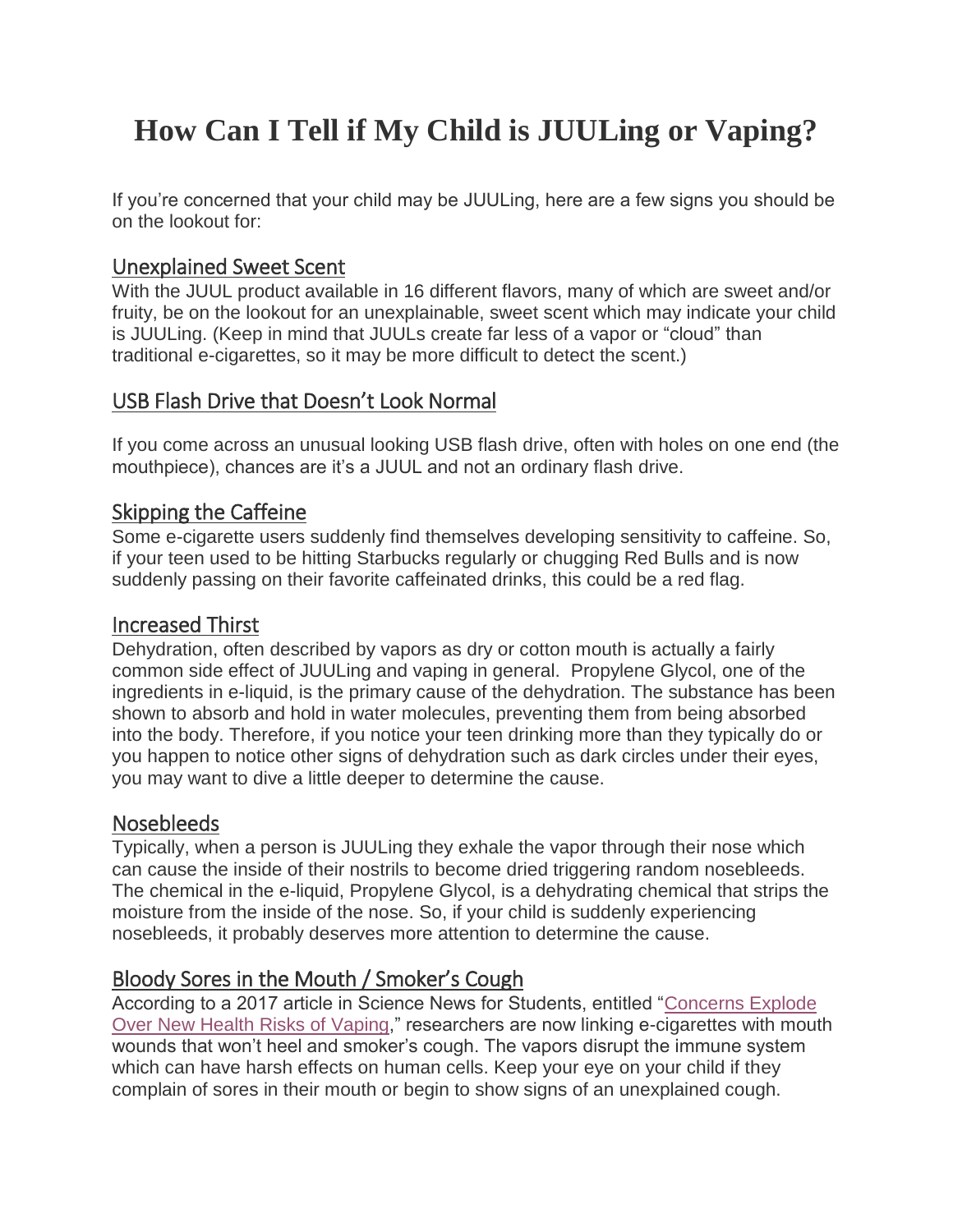# How Can I Tell if My Child is JUULing or Vaping?

If you're concerned that your child may be JUULing, here are a few signs you should be on the lookout for:

## Unexplained Sweet Scent

With the JUUL product available in 16 different flavors, many of which are sweet and/or fruity, be on the lookout for an unexplainable, sweet scent which may indicate your child is JUULing. (Keep in mind that JUULs create far less of a vapor or "cloud" than traditional e-cigarettes, so it may be more difficult to detect the scent.)

## USB Flash Drive that Doesn't Look Normal

If you come across an unusual looking USB flash drive, often with holes on one end (the mouthpiece), chances are it's a JUUL and not an ordinary flash drive.

## Skipping the Caffeine

Some e-cigarette users suddenly find themselves developing sensitivity to caffeine. So, if your teen used to be hitting Starbucks regularly or chugging Red Bulls and is now suddenly passing on their favorite caffeinated drinks, this could be a red flag.

## Increased Thirst

Dehydration, often described by vapors as dry or cotton mouth is actually a fairly common side effect of JUULing and vaping in general. Propylene Glycol, one of the ingredients in e-liquid, is the primary cause of the dehydration. The substance has been shown to absorb and hold in water molecules, preventing them from being absorbed into the body. Therefore, if you notice your teen drinking more than they typically do or you happen to notice other signs of dehydration such as dark circles under their eyes, you may want to dive a little deeper to determine the cause.

## Nosebleeds

Typically, when a person is JUULing they exhale the vapor through their nose which can cause the inside of their nostrils to become dried triggering random nosebleeds. The chemical in the e-liquid, Propylene Glycol, is a dehydrating chemical that strips the moisture from the inside of the nose. So, if your child is suddenly experiencing nosebleeds, it probably deserves more attention to determine the cause.

## Bloody Sores in the Mouth / Smoker's Cough

According to a 2017 article in Science News for Students, entitled "Concerns Explode Over New Health Risks of Vaping," researchers are now linking e-cigarettes with mouth wounds that won't heel and smoker's cough. The vapors disrupt the immune system which can have harsh effects on human cells. Keep your eye on your child if they complain of sores in their mouth or begin to show signs of an unexplained cough.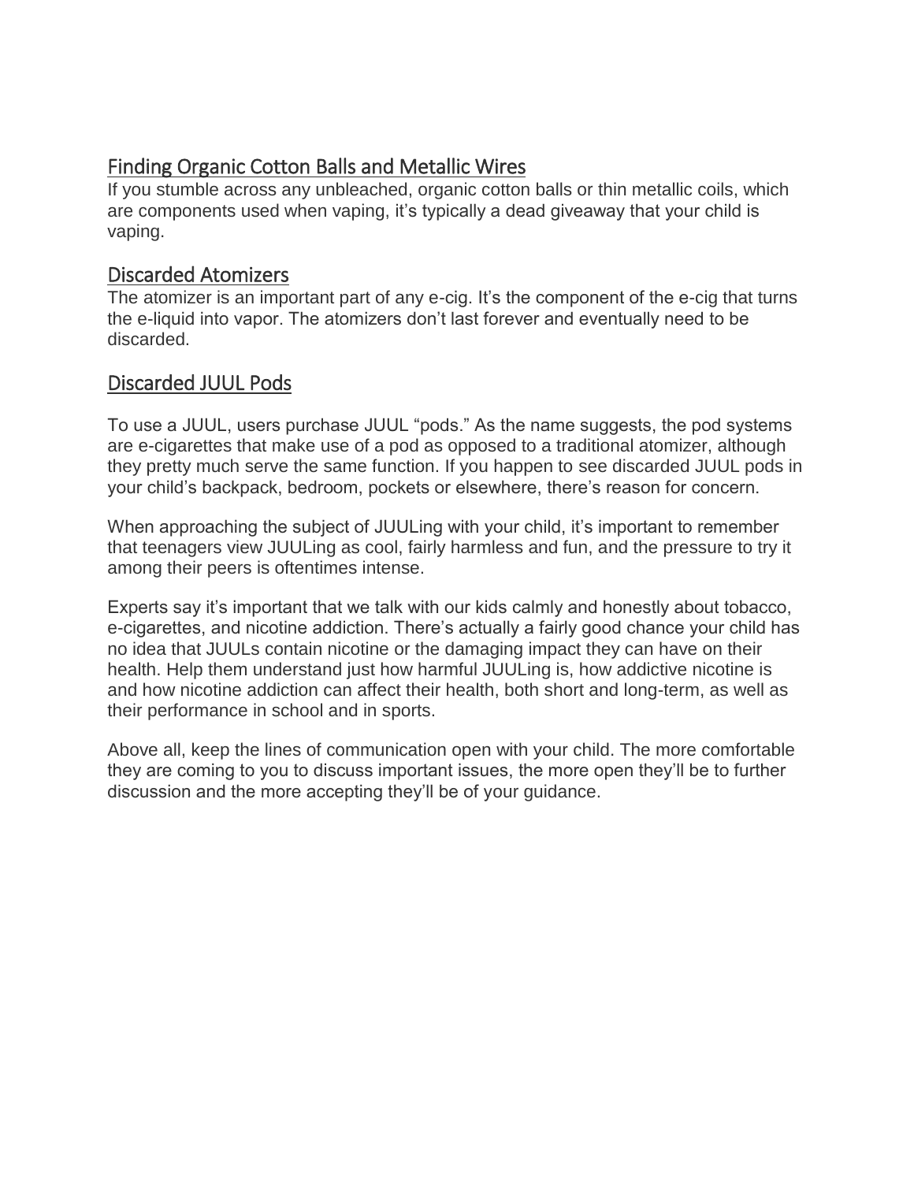## Finding Organic Cotton Balls and Metallic Wires

If you stumble across any unbleached, organic cotton balls or thin metallic coils, which are components used when vaping, it's typically a dead giveaway that your child is vaping.

## Discarded Atomizers

The atomizer is an important part of any e-cig. It's the component of the e-cig that turns the e-liquid into vapor. The atomizers don't last forever and eventually need to be discarded.

## Discarded JUUL Pods

To use a JUUL, users purchase JUUL "pods." As the name suggests, the pod systems are e-cigarettes that make use of a pod as opposed to a traditional atomizer, although they pretty much serve the same function. If you happen to see discarded JUUL pods in your child's backpack, bedroom, pockets or elsewhere, there's reason for concern.

When approaching the subject of JUULing with your child, it's important to remember that teenagers view JUULing as cool, fairly harmless and fun, and the pressure to try it among their peers is oftentimes intense.

Experts say it's important that we talk with our kids calmly and honestly about tobacco, e-cigarettes, and nicotine addiction. There's actually a fairly good chance your child has no idea that JUULs contain nicotine or the damaging impact they can have on their health. Help them understand just how harmful JUULing is, how addictive nicotine is and how nicotine addiction can affect their health, both short and long-term, as well as their performance in school and in sports.

Above all, keep the lines of communication open with your child. The more comfortable they are coming to you to discuss important issues, the more open they'll be to further discussion and the more accepting they'll be of your guidance.